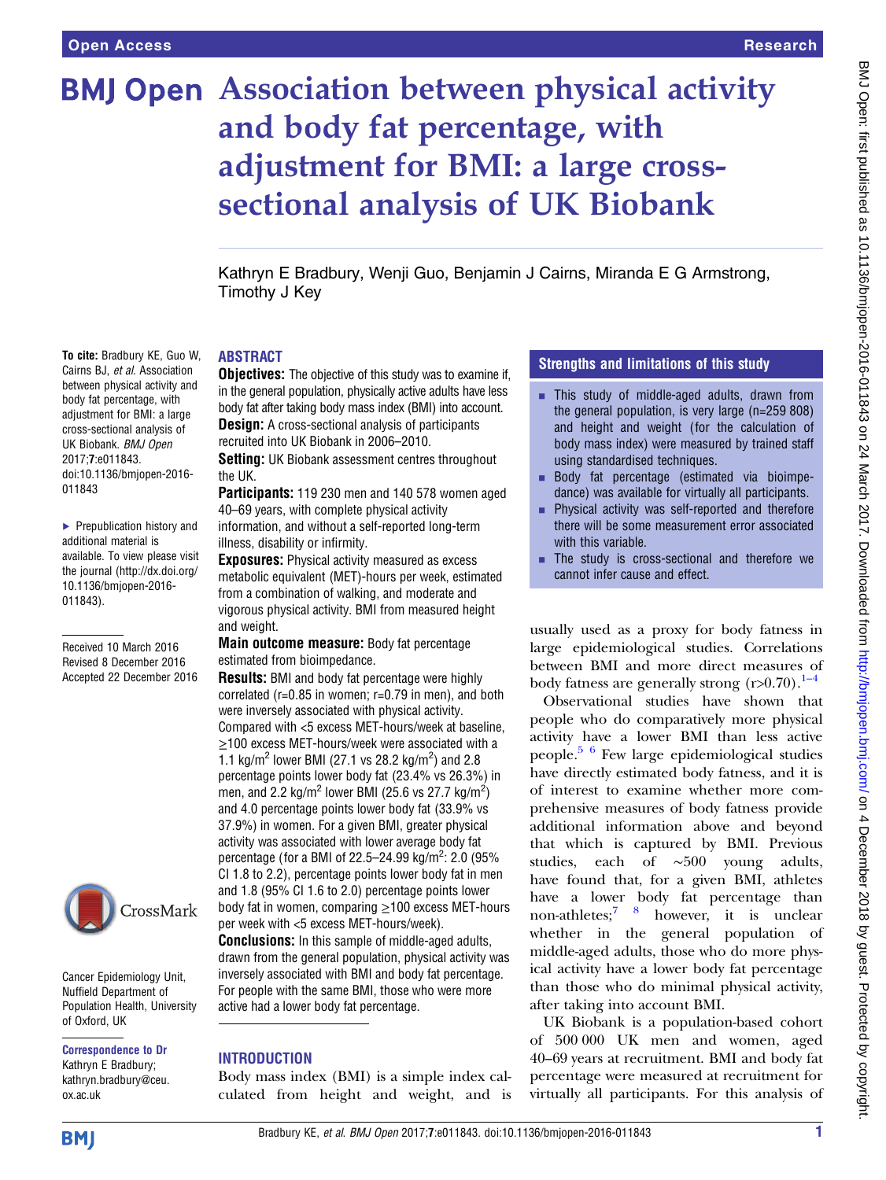Open Access

Research

# Association between physical activity and body fat percentage, with adjustment for BMI: a large cross-sectional analysis of UK Biobank

Kathryn E Bradbury, Wenji Guo, Benjamin J Cairns, Miranda E G Armstrong, Timothy J Key

**To cite:** Bradbury KE, Guo W, Cairns BJ, *et al*. Association between physical activity and body fat percentage, with adjustment for BMI: a large cross-sectional analysis of UK Biobank. *BMJ Open* 2017;7:e011843. doi:10.1136/bmjopen-2016-011843

▸ Prepublication history and additional material is available. To view please visit the journal (http://dx.doi.org/10.1136/bmjopen-2016-011843).

Received 10 March 2016
Revised 8 December 2016
Accepted 22 December 2016

Cancer Epidemiology Unit, Nuffield Department of Population Health, University of Oxford, UK

**Correspondence to** Dr Kathryn E Bradbury; kathryn.bradbury@ceu.ox.ac.uk

## ABSTRACT

**Objectives:** The objective of this study was to examine if, in the general population, physically active adults have less body fat after taking body mass index (BMI) into account.

**Design:** A cross-sectional analysis of participants recruited into UK Biobank in 2006–2010.

**Setting:** UK Biobank assessment centres throughout the UK.

**Participants:** 119 230 men and 140 578 women aged 40–69 years, with complete physical activity information, and without a self-reported long-term illness, disability or infirmity.

**Exposures:** Physical activity measured as excess metabolic equivalent (MET)-hours per week, estimated from a combination of walking, and moderate and vigorous physical activity. BMI from measured height and weight.

**Main outcome measure:** Body fat percentage estimated from bioimpedance.

**Results:** BMI and body fat percentage were highly correlated (r=0.85 in women; r=0.79 in men), and both were inversely associated with physical activity. Compared with <5 excess MET-hours/week at baseline, ≥100 excess MET-hours/week were associated with a 1.1 kg/m$^2$ lower BMI (27.1 vs 28.2 kg/m$^2$) and 2.8 percentage points lower body fat (23.4% vs 26.3%) in men, and 2.2 kg/m$^2$ lower BMI (25.6 vs 27.7 kg/m$^2$) and 4.0 percentage points lower body fat (33.9% vs 37.9%) in women. For a given BMI, greater physical activity was associated with lower average body fat percentage (for a BMI of 22.5–24.99 kg/m$^2$: 2.0 (95% CI 1.8 to 2.2), percentage points lower body fat in men and 1.8 (95% CI 1.6 to 2.0) percentage points lower body fat in women, comparing ≥100 excess MET-hours per week with <5 excess MET-hours/week).

**Conclusions:** In this sample of middle-aged adults, drawn from the general population, physical activity was inversely associated with BMI and body fat percentage. For people with the same BMI, those who were more active had a lower body fat percentage.

## Strengths and limitations of this study

- This study of middle-aged adults, drawn from the general population, is very large (n=259 808) and height and weight (for the calculation of body mass index) were measured by trained staff using standardised techniques.
- Body fat percentage (estimated via bioimpedance) was available for virtually all participants.
- Physical activity was self-reported and therefore there will be some measurement error associated with this variable.
- The study is cross-sectional and therefore we cannot infer cause and effect.

## INTRODUCTION

Body mass index (BMI) is a simple index calculated from height and weight, and is usually used as a proxy for body fatness in large epidemiological studies. Correlations between BMI and more direct measures of body fatness are generally strong (r>0.70).[1–4]

Observational studies have shown that people who do comparatively more physical activity have a lower BMI than less active people.[5 6] Few large epidemiological studies have directly estimated body fatness, and it is of interest to examine whether more comprehensive measures of body fatness provide additional information above and beyond that which is captured by BMI. Previous studies, each of ∼500 young adults, have found that, for a given BMI, athletes have a lower body fat percentage than non-athletes;[7 8] however, it is unclear whether in the general population of middle-aged adults, those who do more physical activity have a lower body fat percentage than those who do minimal physical activity, after taking into account BMI.

UK Biobank is a population-based cohort of 500 000 UK men and women, aged 40–69 years at recruitment. BMI and body fat percentage were measured at recruitment for virtually all participants. For this analysis of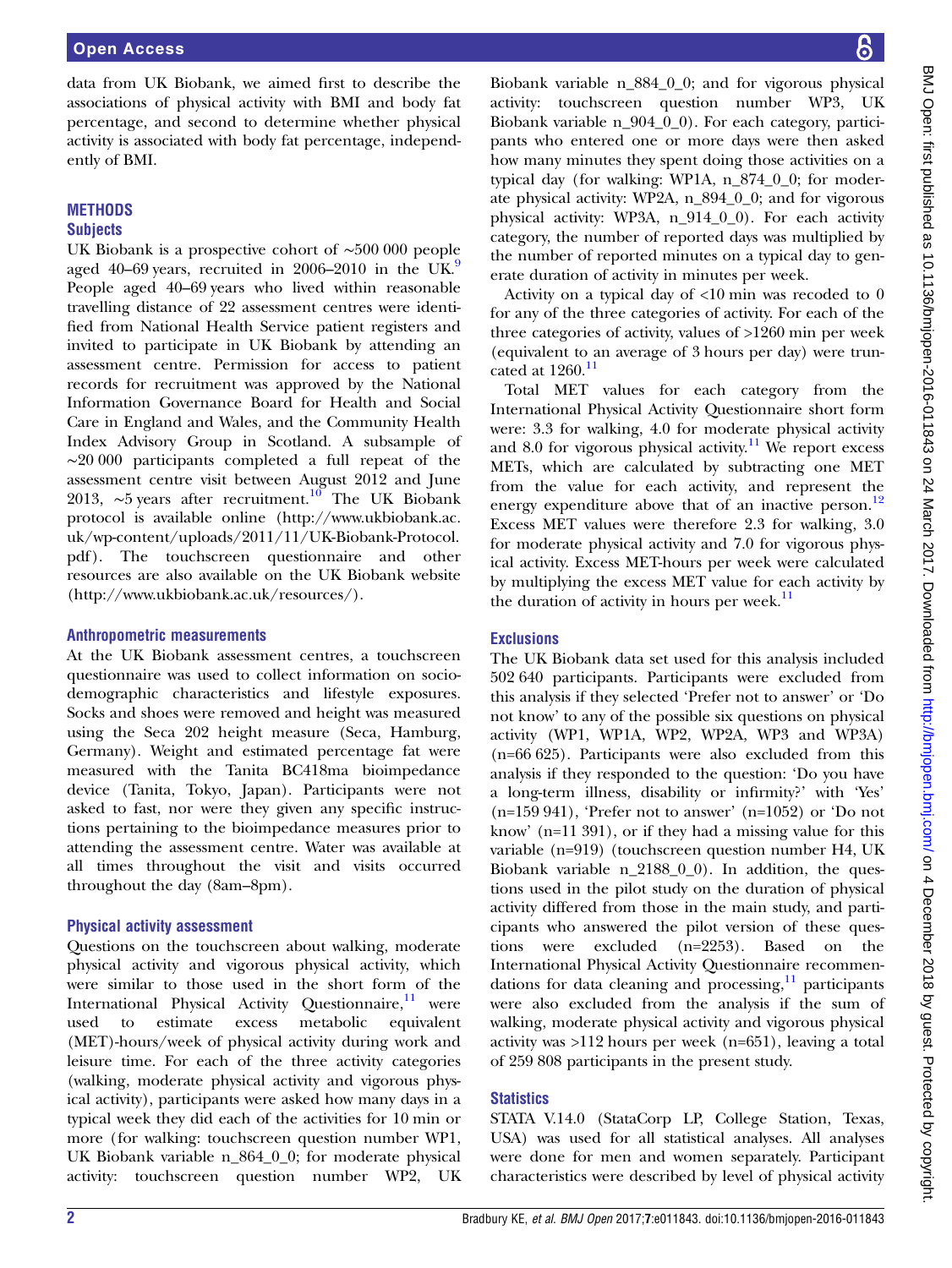data from UK Biobank, we aimed first to describe the associations of physical activity with BMI and body fat percentage, and second to determine whether physical activity is associated with body fat percentage, independently of BMI.

## METHODS

### Subjects

UK Biobank is a prospective cohort of ∼500 000 people aged 40–69 years, recruited in 2006–2010 in the UK.[9] People aged 40–69 years who lived within reasonable travelling distance of 22 assessment centres were identified from National Health Service patient registers and invited to participate in UK Biobank by attending an assessment centre. Permission for access to patient records for recruitment was approved by the National Information Governance Board for Health and Social Care in England and Wales, and the Community Health Index Advisory Group in Scotland. A subsample of ∼20 000 participants completed a full repeat of the assessment centre visit between August 2012 and June 2013, ∼5 years after recruitment.[10] The UK Biobank protocol is available online (http://www.ukbiobank.ac.uk/wp-content/uploads/2011/11/UK-Biobank-Protocol.pdf). The touchscreen questionnaire and other resources are also available on the UK Biobank website (http://www.ukbiobank.ac.uk/resources/).

### Anthropometric measurements

At the UK Biobank assessment centres, a touchscreen questionnaire was used to collect information on sociodemographic characteristics and lifestyle exposures. Socks and shoes were removed and height was measured using the Seca 202 height measure (Seca, Hamburg, Germany). Weight and estimated percentage fat were measured with the Tanita BC418ma bioimpedance device (Tanita, Tokyo, Japan). Participants were not asked to fast, nor were they given any specific instructions pertaining to the bioimpedance measures prior to attending the assessment centre. Water was available at all times throughout the visit and visits occurred throughout the day (8am–8pm).

### Physical activity assessment

Questions on the touchscreen about walking, moderate physical activity and vigorous physical activity, which were similar to those used in the short form of the International Physical Activity Questionnaire,[11] were used to estimate excess metabolic equivalent (MET)-hours/week of physical activity during work and leisure time. For each of the three activity categories (walking, moderate physical activity and vigorous physical activity), participants were asked how many days in a typical week they did each of the activities for 10 min or more (for walking: touchscreen question number WP1, UK Biobank variable n_864_0_0; for moderate physical activity: touchscreen question number WP2, UK Biobank variable n_884_0_0; and for vigorous physical activity: touchscreen question number WP3, UK Biobank variable n_904_0_0). For each category, participants who entered one or more days were then asked how many minutes they spent doing those activities on a typical day (for walking: WP1A, n_874_0_0; for moderate physical activity: WP2A, n_894_0_0; and for vigorous physical activity: WP3A, n_914_0_0). For each activity category, the number of reported days was multiplied by the number of reported minutes on a typical day to generate duration of activity in minutes per week.

Activity on a typical day of <10 min was recoded to 0 for any of the three categories of activity. For each of the three categories of activity, values of >1260 min per week (equivalent to an average of 3 hours per day) were truncated at 1260.[11]

Total MET values for each category from the International Physical Activity Questionnaire short form were: 3.3 for walking, 4.0 for moderate physical activity and 8.0 for vigorous physical activity.[11] We report excess METs, which are calculated by subtracting one MET from the value for each activity, and represent the energy expenditure above that of an inactive person.[12] Excess MET values were therefore 2.3 for walking, 3.0 for moderate physical activity and 7.0 for vigorous physical activity. Excess MET-hours per week were calculated by multiplying the excess MET value for each activity by the duration of activity in hours per week.[11]

### Exclusions

The UK Biobank data set used for this analysis included 502 640 participants. Participants were excluded from this analysis if they selected 'Prefer not to answer' or 'Do not know' to any of the possible six questions on physical activity (WP1, WP1A, WP2, WP2A, WP3 and WP3A) (n=66 625). Participants were also excluded from this analysis if they responded to the question: 'Do you have a long-term illness, disability or infirmity?' with 'Yes' (n=159 941), 'Prefer not to answer' (n=1052) or 'Do not know' (n=11 391), or if they had a missing value for this variable (n=919) (touchscreen question number H4, UK Biobank variable n_2188_0_0). In addition, the questions used in the pilot study on the duration of physical activity differed from those in the main study, and participants who answered the pilot version of these questions were excluded (n=2253). Based on the International Physical Activity Questionnaire recommendations for data cleaning and processing,[11] participants were also excluded from the analysis if the sum of walking, moderate physical activity and vigorous physical activity was >112 hours per week (n=651), leaving a total of 259 808 participants in the present study.

### Statistics

STATA V.14.0 (StataCorp LP, College Station, Texas, USA) was used for all statistical analyses. All analyses were done for men and women separately. Participant characteristics were described by level of physical activity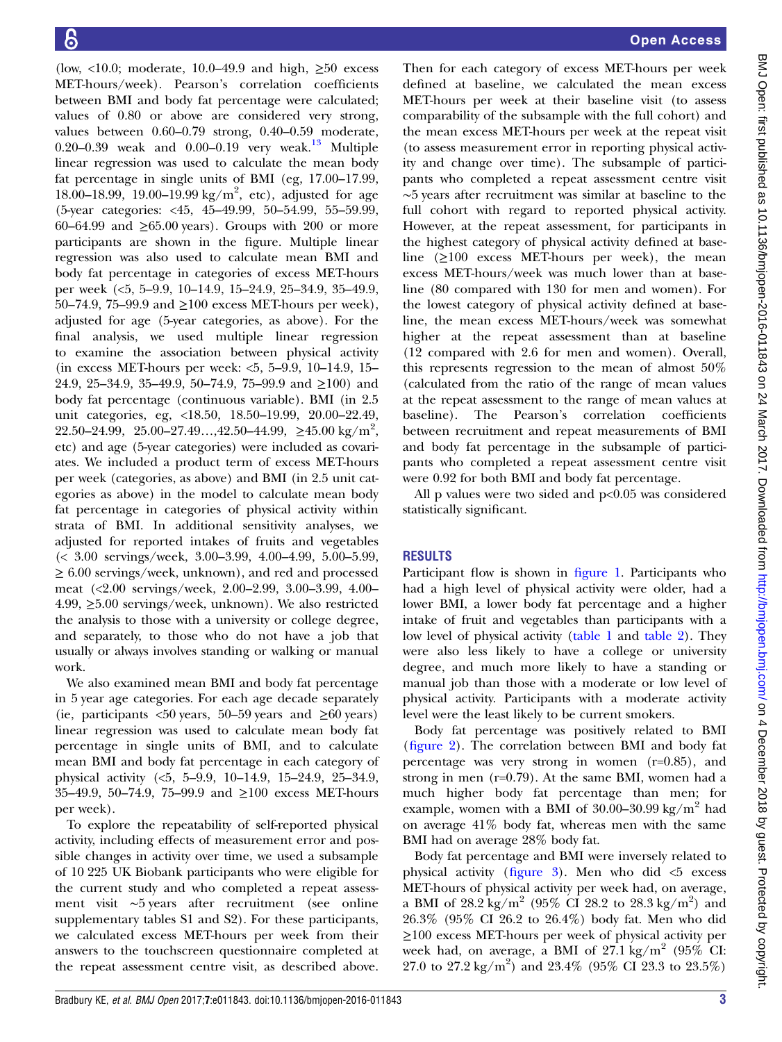(low, <10.0; moderate, 10.0–49.9 and high, ≥50 excess MET-hours/week). Pearson's correlation coefficients between BMI and body fat percentage were calculated; values of 0.80 or above are considered very strong, values between 0.60–0.79 strong, 0.40–0.59 moderate, 0.20–0.39 weak and 0.00–0.19 very weak.[13] Multiple linear regression was used to calculate the mean body fat percentage in single units of BMI (eg, 17.00–17.99, 18.00–18.99, 19.00–19.99 kg/m$^2$, etc), adjusted for age (5-year categories: <45, 45–49.99, 50–54.99, 55–59.99, 60–64.99 and ≥65.00 years). Groups with 200 or more participants are shown in the figure. Multiple linear regression was also used to calculate mean BMI and body fat percentage in categories of excess MET-hours per week (<5, 5–9.9, 10–14.9, 15–24.9, 25–34.9, 35–49.9, 50–74.9, 75–99.9 and ≥100 excess MET-hours per week), adjusted for age (5-year categories, as above). For the final analysis, we used multiple linear regression to examine the association between physical activity (in excess MET-hours per week: <5, 5–9.9, 10–14.9, 15–24.9, 25–34.9, 35–49.9, 50–74.9, 75–99.9 and ≥100) and body fat percentage (continuous variable). BMI (in 2.5 unit categories, eg, <18.50, 18.50–19.99, 20.00–22.49, 22.50–24.99, 25.00–27.49…,42.50–44.99, ≥45.00 kg/m$^2$, etc) and age (5-year categories) were included as covariates. We included a product term of excess MET-hours per week (categories, as above) and BMI (in 2.5 unit categories as above) in the model to calculate mean body fat percentage in categories of physical activity within strata of BMI. In additional sensitivity analyses, we adjusted for reported intakes of fruits and vegetables (< 3.00 servings/week, 3.00–3.99, 4.00–4.99, 5.00–5.99, ≥ 6.00 servings/week, unknown), and red and processed meat (<2.00 servings/week, 2.00–2.99, 3.00–3.99, 4.00–4.99, ≥5.00 servings/week, unknown). We also restricted the analysis to those with a university or college degree, and separately, to those who do not have a job that usually or always involves standing or walking or manual work.

We also examined mean BMI and body fat percentage in 5 year age categories. For each age decade separately (ie, participants <50 years, 50–59 years and ≥60 years) linear regression was used to calculate mean body fat percentage in single units of BMI, and to calculate mean BMI and body fat percentage in each category of physical activity (<5, 5–9.9, 10–14.9, 15–24.9, 25–34.9, 35–49.9, 50–74.9, 75–99.9 and ≥100 excess MET-hours per week).

To explore the repeatability of self-reported physical activity, including effects of measurement error and possible changes in activity over time, we used a subsample of 10 225 UK Biobank participants who were eligible for the current study and who completed a repeat assessment visit ~5 years after recruitment (see online supplementary tables S1 and S2). For these participants, we calculated excess MET-hours per week from their answers to the touchscreen questionnaire completed at the repeat assessment centre visit, as described above. Then for each category of excess MET-hours per week defined at baseline, we calculated the mean excess MET-hours per week at their baseline visit (to assess comparability of the subsample with the full cohort) and the mean excess MET-hours per week at the repeat visit (to assess measurement error in reporting physical activity and change over time). The subsample of participants who completed a repeat assessment centre visit ~5 years after recruitment was similar at baseline to the full cohort with regard to reported physical activity. However, at the repeat assessment, for participants in the highest category of physical activity defined at baseline (≥100 excess MET-hours per week), the mean excess MET-hours/week was much lower than at baseline (80 compared with 130 for men and women). For the lowest category of physical activity defined at baseline, the mean excess MET-hours/week was somewhat higher at the repeat assessment than at baseline (12 compared with 2.6 for men and women). Overall, this represents regression to the mean of almost 50% (calculated from the ratio of the range of mean values at the repeat assessment to the range of mean values at baseline). The Pearson's correlation coefficients between recruitment and repeat measurements of BMI and body fat percentage in the subsample of participants who completed a repeat assessment centre visit were 0.92 for both BMI and body fat percentage.

All p values were two sided and p<0.05 was considered statistically significant.

## RESULTS

Participant flow is shown in figure 1. Participants who had a high level of physical activity were older, had a lower BMI, a lower body fat percentage and a higher intake of fruit and vegetables than participants with a low level of physical activity (table 1 and table 2). They were also less likely to have a college or university degree, and much more likely to have a standing or manual job than those with a moderate or low level of physical activity. Participants with a moderate activity level were the least likely to be current smokers.

Body fat percentage was positively related to BMI (figure 2). The correlation between BMI and body fat percentage was very strong in women (r=0.85), and strong in men (r=0.79). At the same BMI, women had a much higher body fat percentage than men; for example, women with a BMI of 30.00–30.99 kg/m$^2$ had on average 41% body fat, whereas men with the same BMI had on average 28% body fat.

Body fat percentage and BMI were inversely related to physical activity (figure 3). Men who did <5 excess MET-hours of physical activity per week had, on average, a BMI of 28.2 kg/m$^2$ (95% CI 28.2 to 28.3 kg/m$^2$) and 26.3% (95% CI 26.2 to 26.4%) body fat. Men who did ≥100 excess MET-hours per week of physical activity per week had, on average, a BMI of 27.1 kg/m$^2$ (95% CI: 27.0 to 27.2 kg/m$^2$) and 23.4% (95% CI 23.3 to 23.5%)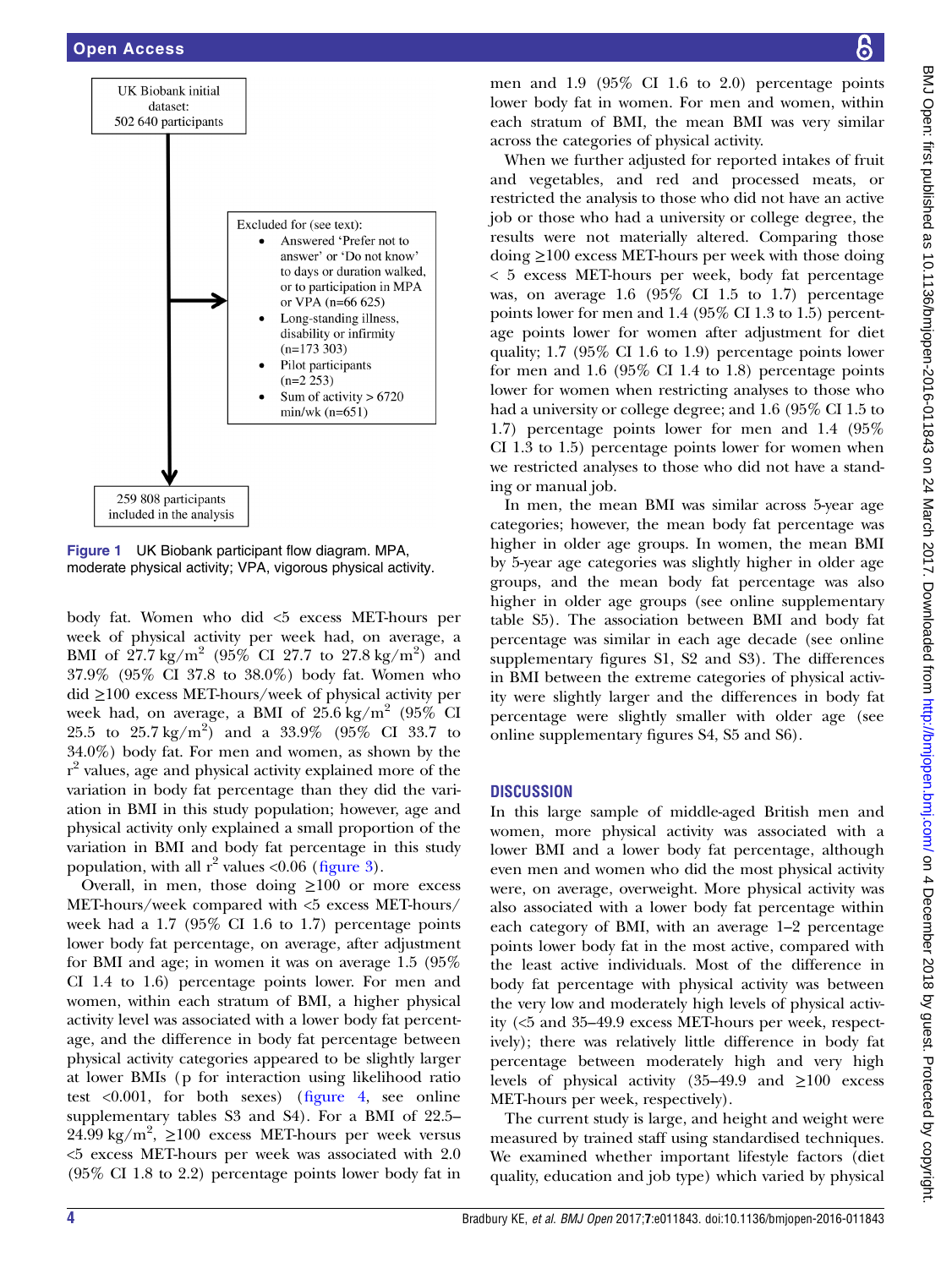UK Biobank initial dataset: 502 640 participants

Excluded for (see text):

- Answered 'Prefer not to answer' or 'Do not know' to days or duration walked, or to participation in MPA or VPA (n=66 625)
- Long-standing illness, disability or infirmity (n=173 303)
- Pilot participants (n=2 253)
- Sum of activity > 6720 min/wk (n=651)

259 808 participants included in the analysis

**Figure 1** UK Biobank participant flow diagram. MPA, moderate physical activity; VPA, vigorous physical activity.

body fat. Women who did <5 excess MET-hours per week of physical activity per week had, on average, a BMI of 27.7 kg/m$^2$ (95% CI 27.7 to 27.8 kg/m$^2$) and 37.9% (95% CI 37.8 to 38.0%) body fat. Women who did ≥100 excess MET-hours/week of physical activity per week had, on average, a BMI of 25.6 kg/m$^2$ (95% CI 25.5 to 25.7 kg/m$^2$) and a 33.9% (95% CI 33.7 to 34.0%) body fat. For men and women, as shown by the $r^2$ values, age and physical activity explained more of the variation in body fat percentage than they did the variation in BMI in this study population; however, age and physical activity only explained a small proportion of the variation in BMI and body fat percentage in this study population, with all $r^2$ values <0.06 (figure 3).

Overall, in men, those doing ≥100 or more excess MET-hours/week compared with <5 excess MET-hours/week had a 1.7 (95% CI 1.6 to 1.7) percentage points lower body fat percentage, on average, after adjustment for BMI and age; in women it was on average 1.5 (95% CI 1.4 to 1.6) percentage points lower. For men and women, within each stratum of BMI, a higher physical activity level was associated with a lower body fat percentage, and the difference in body fat percentage between physical activity categories appeared to be slightly larger at lower BMIs (p for interaction using likelihood ratio test <0.001, for both sexes) (figure 4, see online supplementary tables S3 and S4). For a BMI of 22.5–24.99 kg/m$^2$, ≥100 excess MET-hours per week versus <5 excess MET-hours per week was associated with 2.0 (95% CI 1.8 to 2.2) percentage points lower body fat in men and 1.9 (95% CI 1.6 to 2.0) percentage points lower body fat in women. For men and women, within each stratum of BMI, the mean BMI was very similar across the categories of physical activity.

When we further adjusted for reported intakes of fruit and vegetables, and red and processed meats, or restricted the analysis to those who did not have an active job or those who had a university or college degree, the results were not materially altered. Comparing those doing ≥100 excess MET-hours per week with those doing < 5 excess MET-hours per week, body fat percentage was, on average 1.6 (95% CI 1.5 to 1.7) percentage points lower for men and 1.4 (95% CI 1.3 to 1.5) percentage points lower for women after adjustment for diet quality; 1.7 (95% CI 1.6 to 1.9) percentage points lower for men and 1.6 (95% CI 1.4 to 1.8) percentage points lower for women when restricting analyses to those who had a university or college degree; and 1.6 (95% CI 1.5 to 1.7) percentage points lower for men and 1.4 (95% CI 1.3 to 1.5) percentage points lower for women when we restricted analyses to those who did not have a standing or manual job.

In men, the mean BMI was similar across 5-year age categories; however, the mean body fat percentage was higher in older age groups. In women, the mean BMI by 5-year age categories was slightly higher in older age groups, and the mean body fat percentage was also higher in older age groups (see online supplementary table S5). The association between BMI and body fat percentage was similar in each age decade (see online supplementary figures S1, S2 and S3). The differences in BMI between the extreme categories of physical activity were slightly larger and the differences in body fat percentage were slightly smaller with older age (see online supplementary figures S4, S5 and S6).

## DISCUSSION

In this large sample of middle-aged British men and women, more physical activity was associated with a lower BMI and a lower body fat percentage, although even men and women who did the most physical activity were, on average, overweight. More physical activity was also associated with a lower body fat percentage within each category of BMI, with an average 1–2 percentage points lower body fat in the most active, compared with the least active individuals. Most of the difference in body fat percentage with physical activity was between the very low and moderately high levels of physical activity (<5 and 35–49.9 excess MET-hours per week, respectively); there was relatively little difference in body fat percentage between moderately high and very high levels of physical activity (35–49.9 and ≥100 excess MET-hours per week, respectively).

The current study is large, and height and weight were measured by trained staff using standardised techniques. We examined whether important lifestyle factors (diet quality, education and job type) which varied by physical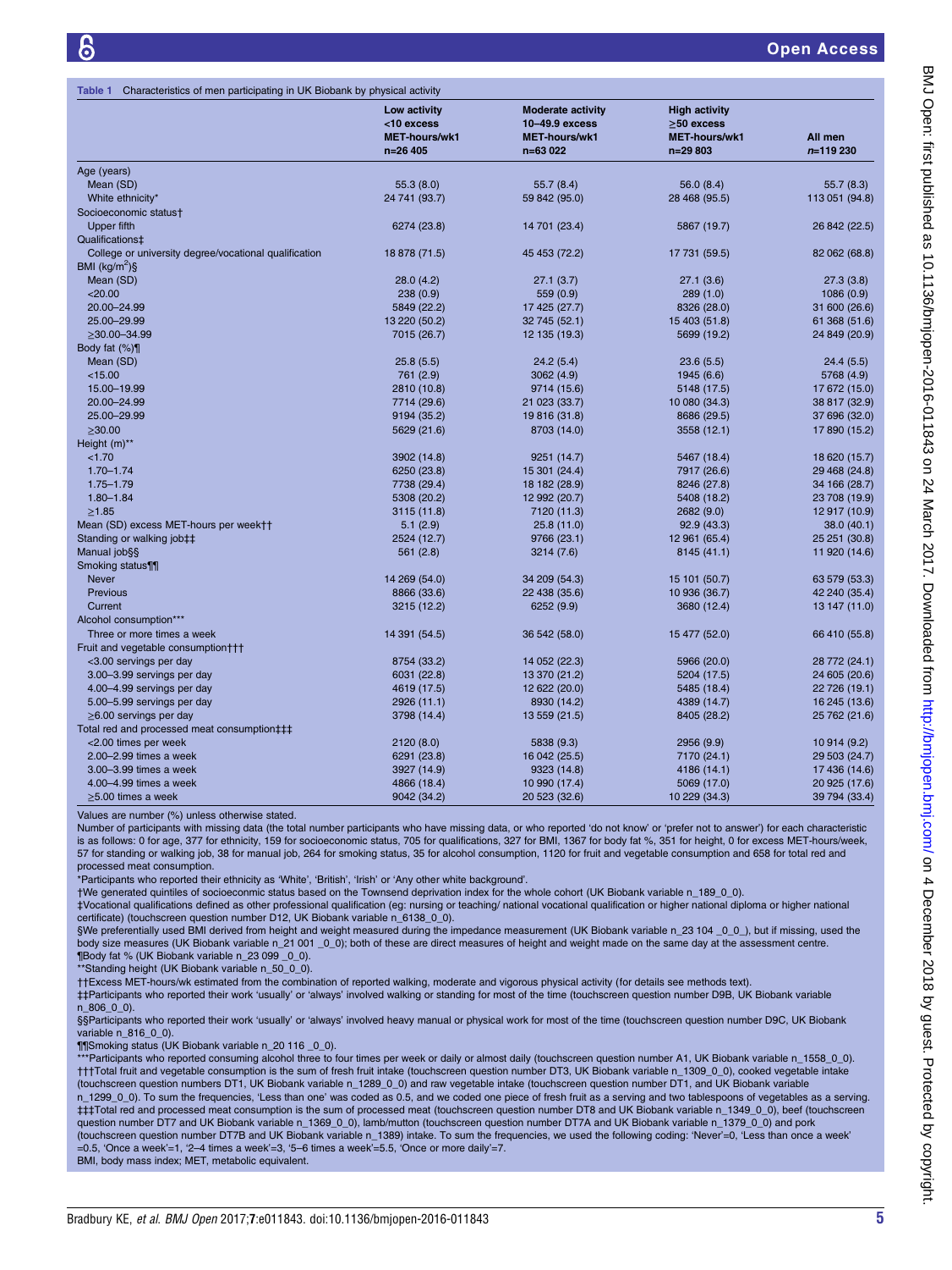**Table 1** Characteristics of men participating in UK Biobank by physical activity

| | Low activity <10 excess MET-hours/wk1 n=26 405 | Moderate activity 10–49.9 excess MET-hours/wk1 n=63 022 | High activity ≥50 excess MET-hours/wk1 n=29 803 | All men n=119 230 |
|---|---|---|---|---|
| Age (years) | | | | |
| Mean (SD) | 55.3 (8.0) | 55.7 (8.4) | 56.0 (8.4) | 55.7 (8.3) |
| White ethnicity* | 24 741 (93.7) | 59 842 (95.0) | 28 468 (95.5) | 113 051 (94.8) |
| Socioeconomic status† | | | | |
| Upper fifth | 6274 (23.8) | 14 701 (23.4) | 5867 (19.7) | 26 842 (22.5) |
| Qualifications‡ | | | | |
| College or university degree/vocational qualification | 18 878 (71.5) | 45 453 (72.2) | 17 731 (59.5) | 82 062 (68.8) |
| BMI (kg/m$^2$)§ | | | | |
| Mean (SD) | 28.0 (4.2) | 27.1 (3.7) | 27.1 (3.6) | 27.3 (3.8) |
| <20.00 | 238 (0.9) | 559 (0.9) | 289 (1.0) | 1086 (0.9) |
| 20.00–24.99 | 5849 (22.2) | 17 425 (27.7) | 8326 (28.0) | 31 600 (26.6) |
| 25.00–29.99 | 13 220 (50.2) | 32 745 (52.1) | 15 403 (51.8) | 61 368 (51.6) |
| ≥30.00–34.99 | 7015 (26.7) | 12 135 (19.3) | 5699 (19.2) | 24 849 (20.9) |
| Body fat (%)¶ | | | | |
| Mean (SD) | 25.8 (5.5) | 24.2 (5.4) | 23.6 (5.5) | 24.4 (5.5) |
| <15.00 | 761 (2.9) | 3062 (4.9) | 1945 (6.6) | 5768 (4.9) |
| 15.00–19.99 | 2810 (10.8) | 9714 (15.6) | 5148 (17.5) | 17 672 (15.0) |
| 20.00–24.99 | 7714 (29.6) | 21 023 (33.7) | 10 080 (34.3) | 38 817 (32.9) |
| 25.00–29.99 | 9194 (35.2) | 19 816 (31.8) | 8686 (29.5) | 37 696 (32.0) |
| ≥30.00 | 5629 (21.6) | 8703 (14.0) | 3558 (12.1) | 17 890 (15.2) |
| Height (m)** | | | | |
| <1.70 | 3902 (14.8) | 9251 (14.7) | 5467 (18.4) | 18 620 (15.7) |
| 1.70–1.74 | 6250 (23.8) | 15 301 (24.4) | 7917 (26.6) | 29 468 (24.8) |
| 1.75–1.79 | 7738 (29.4) | 18 182 (28.9) | 8246 (27.8) | 34 166 (28.7) |
| 1.80–1.84 | 5308 (20.2) | 12 992 (20.7) | 5408 (18.2) | 23 708 (19.9) |
| ≥1.85 | 3115 (11.8) | 7120 (11.3) | 2682 (9.0) | 12 917 (10.9) |
| Mean (SD) excess MET-hours per week†† | 5.1 (2.9) | 25.8 (11.0) | 92.9 (43.3) | 38.0 (40.1) |
| Standing or walking job‡‡ | 2524 (12.7) | 9766 (23.1) | 12 961 (65.4) | 25 251 (30.8) |
| Manual job§§ | 561 (2.8) | 3214 (7.6) | 8145 (41.1) | 11 920 (14.6) |
| Smoking status¶¶ | | | | |
| Never | 14 269 (54.0) | 34 209 (54.3) | 15 101 (50.7) | 63 579 (53.3) |
| Previous | 8866 (33.6) | 22 438 (35.6) | 10 936 (36.7) | 42 240 (35.4) |
| Current | 3215 (12.2) | 6252 (9.9) | 3680 (12.4) | 13 147 (11.0) |
| Alcohol consumption*** | | | | |
| Three or more times a week | 14 391 (54.5) | 36 542 (58.0) | 15 477 (52.0) | 66 410 (55.8) |
| Fruit and vegetable consumption††† | | | | |
| <3.00 servings per day | 8754 (33.2) | 14 052 (22.3) | 5966 (20.0) | 28 772 (24.1) |
| 3.00–3.99 servings per day | 6031 (22.8) | 13 370 (21.2) | 5204 (17.5) | 24 605 (20.6) |
| 4.00–4.99 servings per day | 4619 (17.5) | 12 622 (20.0) | 5485 (18.4) | 22 726 (19.1) |
| 5.00–5.99 servings per day | 2926 (11.1) | 8930 (14.2) | 4389 (14.7) | 16 245 (13.6) |
| ≥6.00 servings per day | 3798 (14.4) | 13 559 (21.5) | 8405 (28.2) | 25 762 (21.6) |
| Total red and processed meat consumption‡‡‡ | | | | |
| <2.00 times per week | 2120 (8.0) | 5838 (9.3) | 2956 (9.9) | 10 914 (9.2) |
| 2.00–2.99 times a week | 6291 (23.8) | 16 042 (25.5) | 7170 (24.1) | 29 503 (24.7) |
| 3.00–3.99 times a week | 3927 (14.9) | 9323 (14.8) | 4186 (14.1) | 17 436 (14.6) |
| 4.00–4.99 times a week | 4866 (18.4) | 10 990 (17.4) | 5069 (17.0) | 20 925 (17.6) |
| ≥5.00 times a week | 9042 (34.2) | 20 523 (32.6) | 10 229 (34.3) | 39 794 (33.4) |

Values are number (%) unless otherwise stated.

Number of participants with missing data (the total number participants who have missing data, or who reported 'do not know' or 'prefer not to answer') for each characteristic is as follows: 0 for age, 377 for ethnicity, 159 for socioeconomic status, 705 for qualifications, 327 for BMI, 1367 for body fat %, 351 for height, 0 for excess MET-hours/week, 57 for standing or walking job, 38 for manual job, 264 for smoking status, 35 for alcohol consumption, 1120 for fruit and vegetable consumption and 658 for total red and processed meat consumption.

*Participants who reported their ethnicity as 'White', 'British', 'Irish' or 'Any other white background'.

†We generated quintiles of socioeconmic status based on the Townsend deprivation index for the whole cohort (UK Biobank variable n_189_0_0).

‡Vocational qualifications defined as other professional qualification (eg: nursing or teaching/ national vocational qualification or higher national diploma or higher national certificate) (touchscreen question number D12, UK Biobank variable n_6138_0_0).

§We preferentially used BMI derived from height and weight measured during the impedance measurement (UK Biobank variable n_23 104 _0_0_), but if missing, used the body size measures (UK Biobank variable n_21 001 _0_0); both of these are direct measures of height and weight made on the same day at the assessment centre.

¶Body fat % (UK Biobank variable n_23 099 _0_0).

**Standing height (UK Biobank variable n_50_0_0).

††Excess MET-hours/wk estimated from the combination of reported walking, moderate and vigorous physical activity (for details see methods text).

‡‡Participants who reported their work 'usually' or 'always' involved walking or standing for most of the time (touchscreen question number D9B, UK Biobank variable n_806_0_0).

§§Participants who reported their work 'usually' or 'always' involved heavy manual or physical work for most of the time (touchscreen question number D9C, UK Biobank variable n_816_0_0).

¶¶Smoking status (UK Biobank variable n_20 116 _0_0).

***Participants who reported consuming alcohol three to four times per week or daily or almost daily (touchscreen question number A1, UK Biobank variable n_1558_0_0).

†††Total fruit and vegetable consumption is the sum of fresh fruit intake (touchscreen question number DT3, UK Biobank variable n_1309_0_0), cooked vegetable intake (touchscreen question numbers DT1, UK Biobank variable n_1289_0_0) and raw vegetable intake (touchscreen question number DT1, and UK Biobank variable n_1299_0_0). To sum the frequencies, 'Less than one' was coded as 0.5, and we coded one piece of fresh fruit as a serving and two tablespoons of vegetables as a serving.

‡‡‡Total red and processed meat consumption is the sum of processed meat (touchscreen question number DT8 and UK Biobank variable n_1349_0_0), beef (touchscreen question number DT7 and UK Biobank variable n_1369_0_0), lamb/mutton (touchscreen question number DT7A and UK Biobank variable n_1379_0_0) and pork (touchscreen question number DT7B and UK Biobank variable n_1389) intake. To sum the frequencies, we used the following coding: 'Never'=0, 'Less than once a week' =0.5, 'Once a week'=1, '2–4 times a week'=3, '5–6 times a week'=5.5, 'Once or more daily'=7.

BMI, body mass index; MET, metabolic equivalent.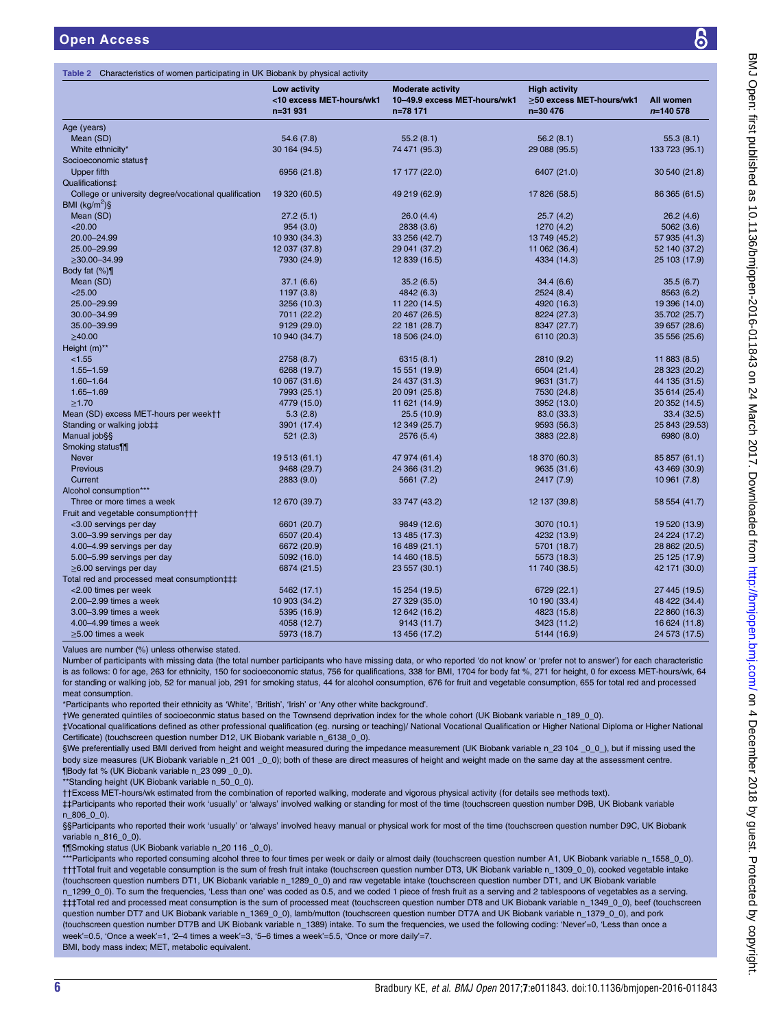**Table 2** Characteristics of women participating in UK Biobank by physical activity

| | Low activity <10 excess MET-hours/wk1 n=31 931 | Moderate activity 10–49.9 excess MET-hours/wk1 n=78 171 | High activity ≥50 excess MET-hours/wk1 n=30 476 | All women n=140 578 |
|---|---|---|---|---|
| Age (years) | | | | |
| Mean (SD) | 54.6 (7.8) | 55.2 (8.1) | 56.2 (8.1) | 55.3 (8.1) |
| White ethnicity* | 30 164 (94.5) | 74 471 (95.3) | 29 088 (95.5) | 133 723 (95.1) |
| Socioeconomic status† | | | | |
| Upper fifth | 6956 (21.8) | 17 177 (22.0) | 6407 (21.0) | 30 540 (21.8) |
| Qualifications‡ | | | | |
| College or university degree/vocational qualification | 19 320 (60.5) | 49 219 (62.9) | 17 826 (58.5) | 86 365 (61.5) |
| BMI (kg/m$^2$)§ | | | | |
| Mean (SD) | 27.2 (5.1) | 26.0 (4.4) | 25.7 (4.2) | 26.2 (4.6) |
| <20.00 | 954 (3.0) | 2838 (3.6) | 1270 (4.2) | 5062 (3.6) |
| 20.00–24.99 | 10 930 (34.3) | 33 256 (42.7) | 13 749 (45.2) | 57 935 (41.3) |
| 25.00–29.99 | 12 037 (37.8) | 29 041 (37.2) | 11 062 (36.4) | 52 140 (37.2) |
| ≥30.00–34.99 | 7930 (24.9) | 12 839 (16.5) | 4334 (14.3) | 25 103 (17.9) |
| Body fat (%)¶ | | | | |
| Mean (SD) | 37.1 (6.6) | 35.2 (6.5) | 34.4 (6.6) | 35.5 (6.7) |
| <25.00 | 1197 (3.8) | 4842 (6.3) | 2524 (8.4) | 8563 (6.2) |
| 25.00–29.99 | 3256 (10.3) | 11 220 (14.5) | 4920 (16.3) | 19 396 (14.0) |
| 30.00–34.99 | 7011 (22.2) | 20 467 (26.5) | 8224 (27.3) | 35.702 (25.7) |
| 35.00–39.99 | 9129 (29.0) | 22 181 (28.7) | 8347 (27.7) | 39 657 (28.6) |
| ≥40.00 | 10 940 (34.7) | 18 506 (24.0) | 6110 (20.3) | 35 556 (25.6) |
| Height (m)** | | | | |
| <1.55 | 2758 (8.7) | 6315 (8.1) | 2810 (9.2) | 11 883 (8.5) |
| 1.55–1.59 | 6268 (19.7) | 15 551 (19.9) | 6504 (21.4) | 28 323 (20.2) |
| 1.60–1.64 | 10 067 (31.6) | 24 437 (31.3) | 9631 (31.7) | 44 135 (31.5) |
| 1.65–1.69 | 7993 (25.1) | 20 091 (25.8) | 7530 (24.8) | 35 614 (25.4) |
| ≥1.70 | 4779 (15.0) | 11 621 (14.9) | 3952 (13.0) | 20 352 (14.5) |
| Mean (SD) excess MET-hours per week†† | 5.3 (2.8) | 25.5 (10.9) | 83.0 (33.3) | 33.4 (32.5) |
| Standing or walking job‡‡ | 3901 (17.4) | 12 349 (25.7) | 9593 (56.3) | 25 843 (29.53) |
| Manual job§§ | 521 (2.3) | 2576 (5.4) | 3883 (22.8) | 6980 (8.0) |
| Smoking status¶¶ | | | | |
| Never | 19 513 (61.1) | 47 974 (61.4) | 18 370 (60.3) | 85 857 (61.1) |
| Previous | 9468 (29.7) | 24 366 (31.2) | 9635 (31.6) | 43 469 (30.9) |
| Current | 2883 (9.0) | 5661 (7.2) | 2417 (7.9) | 10 961 (7.8) |
| Alcohol consumption*** | | | | |
| Three or more times a week | 12 670 (39.7) | 33 747 (43.2) | 12 137 (39.8) | 58 554 (41.7) |
| Fruit and vegetable consumption††† | | | | |
| <3.00 servings per day | 6601 (20.7) | 9849 (12.6) | 3070 (10.1) | 19 520 (13.9) |
| 3.00–3.99 servings per day | 6507 (20.4) | 13 485 (17.3) | 4232 (13.9) | 24 224 (17.2) |
| 4.00–4.99 servings per day | 6672 (20.9) | 16 489 (21.1) | 5701 (18.7) | 28 862 (20.5) |
| 5.00–5.99 servings per day | 5092 (16.0) | 14 460 (18.5) | 5573 (18.3) | 25 125 (17.9) |
| ≥6.00 servings per day | 6874 (21.5) | 23 557 (30.1) | 11 740 (38.5) | 42 171 (30.0) |
| Total red and processed meat consumption‡‡‡ | | | | |
| <2.00 times per week | 5462 (17.1) | 15 254 (19.5) | 6729 (22.1) | 27 445 (19.5) |
| 2.00–2.99 times a week | 10 903 (34.2) | 27 329 (35.0) | 10 190 (33.4) | 48 422 (34.4) |
| 3.00–3.99 times a week | 5395 (16.9) | 12 642 (16.2) | 4823 (15.8) | 22 860 (16.3) |
| 4.00–4.99 times a week | 4058 (12.7) | 9143 (11.7) | 3423 (11.2) | 16 624 (11.8) |
| ≥5.00 times a week | 5973 (18.7) | 13 456 (17.2) | 5144 (16.9) | 24 573 (17.5) |

Values are number (%) unless otherwise stated.

Number of participants with missing data (the total number participants who have missing data, or who reported 'do not know' or 'prefer not to answer') for each characteristic is as follows: 0 for age, 263 for ethnicity, 150 for socioeconomic status, 756 for qualifications, 338 for BMI, 1704 for body fat %, 271 for height, 0 for excess MET-hours/wk, 64 for standing or walking job, 52 for manual job, 291 for smoking status, 44 for alcohol consumption, 676 for fruit and vegetable consumption, 655 for total red and processed meat consumption.

*Participants who reported their ethnicity as 'White', 'British', 'Irish' or 'Any other white background'.

†We generated quintiles of socioeconmic status based on the Townsend deprivation index for the whole cohort (UK Biobank variable n_189_0_0).

‡Vocational qualifications defined as other professional qualification (eg. nursing or teaching)/ National Vocational Qualification or Higher National Diploma or Higher National Certificate) (touchscreen question number D12, UK Biobank variable n_6138_0_0).

§We preferentially used BMI derived from height and weight measured during the impedance measurement (UK Biobank variable n_23 104 _0_0_), but if missing used the body size measures (UK Biobank variable n_21 001 _0_0); both of these are direct measures of height and weight made on the same day at the assessment centre.

¶Body fat % (UK Biobank variable n_23 099 _0_0).

**Standing height (UK Biobank variable n_50_0_0).

††Excess MET-hours/wk estimated from the combination of reported walking, moderate and vigorous physical activity (for details see methods text).

‡‡Participants who reported their work 'usually' or 'always' involved walking or standing for most of the time (touchscreen question number D9B, UK Biobank variable n_806_0_0).

§§Participants who reported their work 'usually' or 'always' involved heavy manual or physical work for most of the time (touchscreen question number D9C, UK Biobank variable n_816_0_0).

¶¶Smoking status (UK Biobank variable n_20 116 _0_0).

***Participants who reported consuming alcohol three to four times per week or daily or almost daily (touchscreen question number A1, UK Biobank variable n_1558_0_0).

†††Total fruit and vegetable consumption is the sum of fresh fruit intake (touchscreen question number DT3, UK Biobank variable n_1309_0_0), cooked vegetable intake (touchscreen question numbers DT1, UK Biobank variable n_1289_0_0) and raw vegetable intake (touchscreen question number DT1, and UK Biobank variable n_1299_0_0). To sum the frequencies, 'Less than one' was coded as 0.5, and we coded 1 piece of fresh fruit as a serving and 2 tablespoons of vegetables as a serving.

‡‡‡Total red and processed meat consumption is the sum of processed meat (touchscreen question number DT8 and UK Biobank variable n_1349_0_0), beef (touchscreen question number DT7 and UK Biobank variable n_1369_0_0), lamb/mutton (touchscreen question number DT7A and UK Biobank variable n_1379_0_0), and pork (touchscreen question number DT7B and UK Biobank variable n_1389) intake. To sum the frequencies, we used the following coding: 'Never'=0, 'Less than once a week'=0.5, 'Once a week'=1, '2–4 times a week'=3, '5–6 times a week'=5.5, 'Once or more daily'=7.

BMI, body mass index; MET, metabolic equivalent.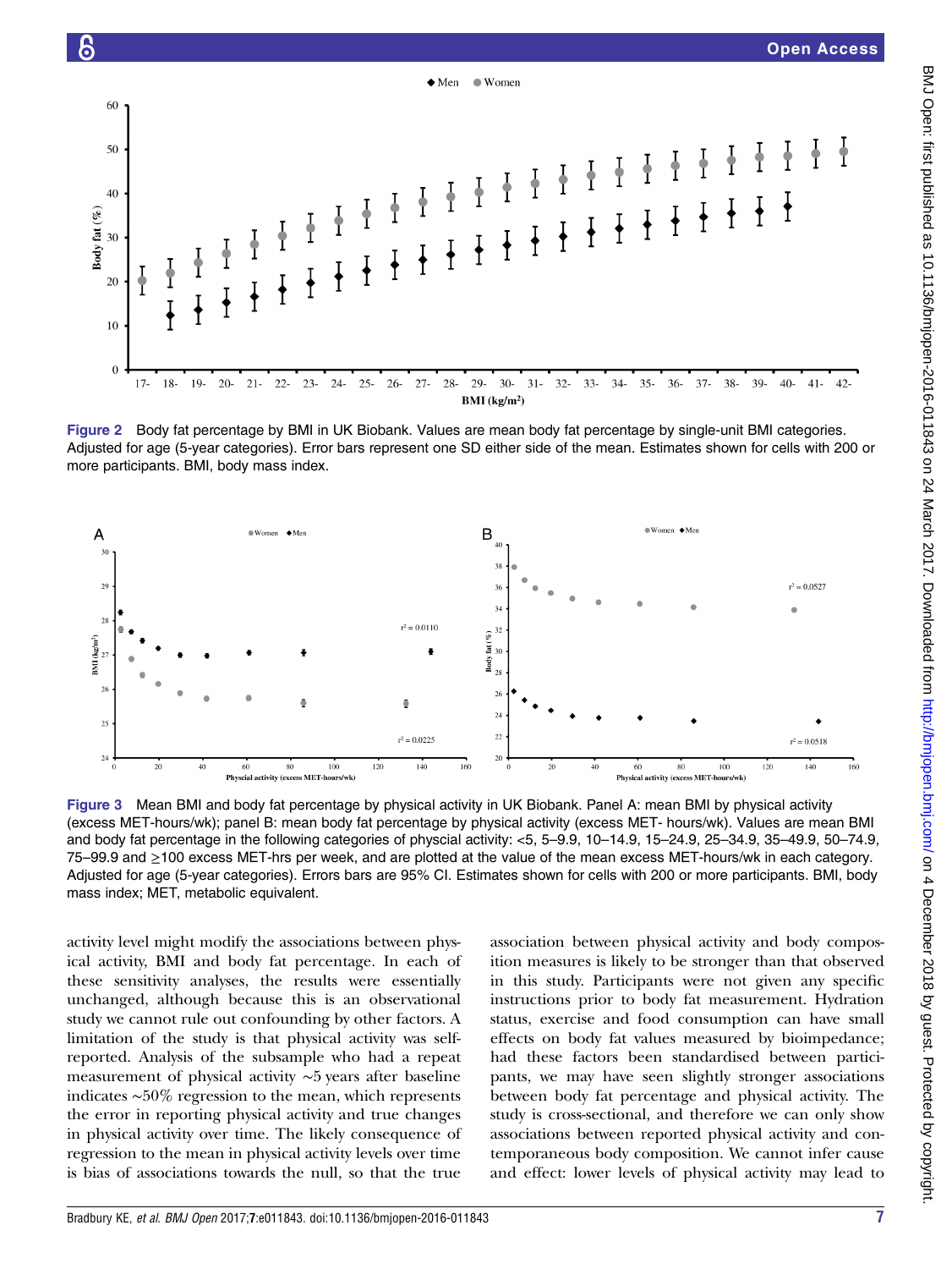Figure 2 Body fat percentage by BMI in UK Biobank. Values are mean body fat percentage by single-unit BMI categories. Adjusted for age (5-year categories). Error bars represent one SD either side of the mean. Estimates shown for cells with 200 or more participants. BMI, body mass index.

Figure 3 Mean BMI and body fat percentage by physical activity in UK Biobank. Panel A: mean BMI by physical activity (excess MET-hours/wk); panel B: mean body fat percentage by physical activity (excess MET- hours/wk). Values are mean BMI and body fat percentage in the following categories of physcial activity: <5, 5–9.9, 10–14.9, 15–24.9, 25–34.9, 35–49.9, 50–74.9, 75–99.9 and ≥100 excess MET-hrs per week, and are plotted at the value of the mean excess MET-hours/wk in each category. Adjusted for age (5-year categories). Errors bars are 95% CI. Estimates shown for cells with 200 or more participants. BMI, body mass index; MET, metabolic equivalent.

activity level might modify the associations between physical activity, BMI and body fat percentage. In each of these sensitivity analyses, the results were essentially unchanged, although because this is an observational study we cannot rule out confounding by other factors. A limitation of the study is that physical activity was self-reported. Analysis of the subsample who had a repeat measurement of physical activity ~5 years after baseline indicates ~50% regression to the mean, which represents the error in reporting physical activity and true changes in physical activity over time. The likely consequence of regression to the mean in physical activity levels over time is bias of associations towards the null, so that the true association between physical activity and body composition measures is likely to be stronger than that observed in this study. Participants were not given any specific instructions prior to body fat measurement. Hydration status, exercise and food consumption can have small effects on body fat values measured by bioimpedance; had these factors been standardised between participants, we may have seen slightly stronger associations between body fat percentage and physical activity. The study is cross-sectional, and therefore we can only show associations between reported physical activity and contemporaneous body composition. We cannot infer cause and effect: lower levels of physical activity may lead to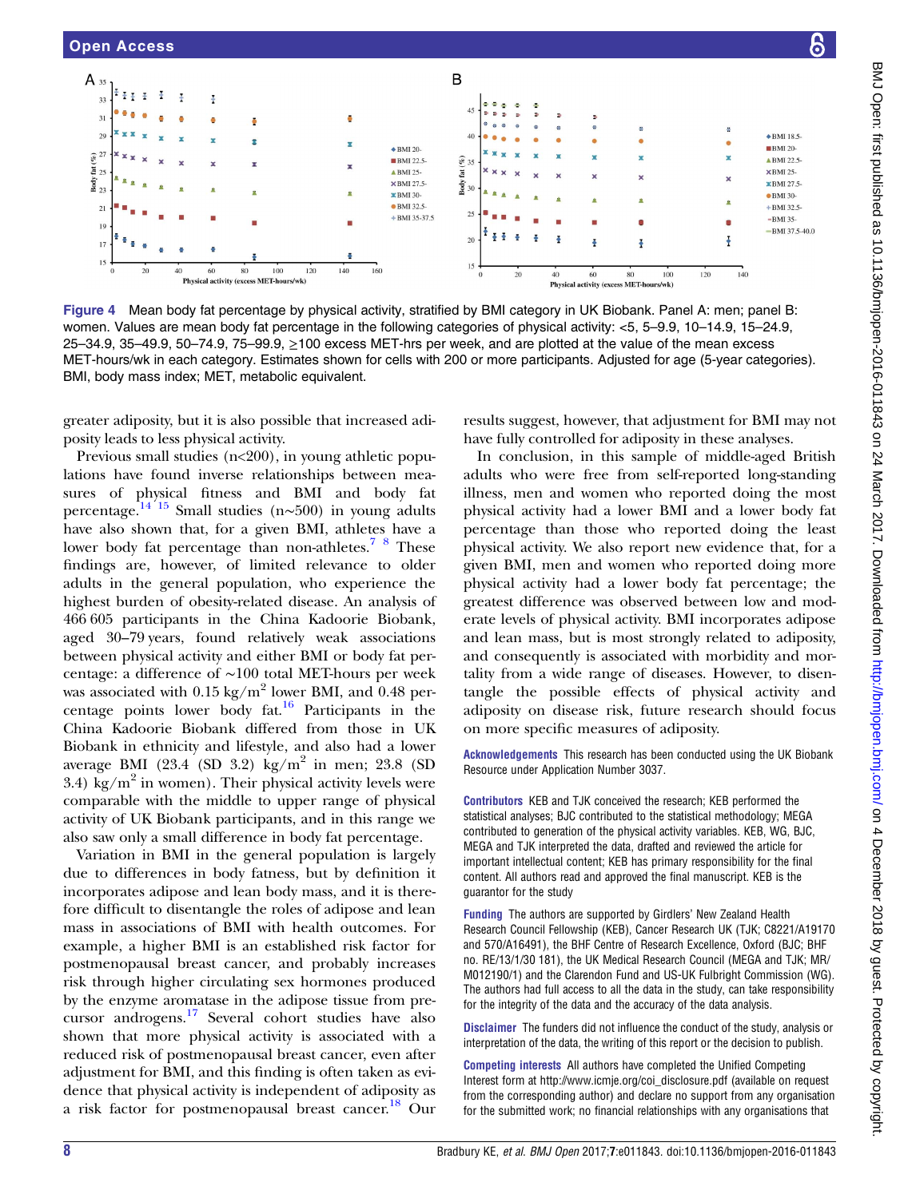A

Body fat (%)

35 33 31 29 27 25 23 21 19 17 15

0 20 40 60 80 100 120 140 160

Physical activity (excess MET-hours/wk)

◆BMI 20-
■BMI 22.5-
▲BMI 25-
×BMI 27.5-
×BMI 30-
●BMI 32.5-
+BMI 35-37.5

B

Body fat (%)

45 40 35 30 25 20 15

0 20 40 60 80 100 120 140

Physical activity (excess MET-hours/wk)

◆BMI 18.5-
■BMI 20-
▲BMI 22.5-
×BMI 25-
×BMI 27.5-
●BMI 30-
+BMI 32.5-
–BMI 35-
–BMI 37.5-40.0

**Figure 4** Mean body fat percentage by physical activity, stratified by BMI category in UK Biobank. Panel A: men; panel B: women. Values are mean body fat percentage in the following categories of physical activity: <5, 5–9.9, 10–14.9, 15–24.9, 25–34.9, 35–49.9, 50–74.9, 75–99.9, ≥100 excess MET-hrs per week, and are plotted at the value of the mean excess MET-hours/wk in each category. Estimates shown for cells with 200 or more participants. Adjusted for age (5-year categories). BMI, body mass index; MET, metabolic equivalent.

greater adiposity, but it is also possible that increased adiposity leads to less physical activity.

Previous small studies (n<200), in young athletic populations have found inverse relationships between measures of physical fitness and BMI and body fat percentage.[14 15] Small studies (n~500) in young adults have also shown that, for a given BMI, athletes have a lower body fat percentage than non-athletes.[7 8] These findings are, however, of limited relevance to older adults in the general population, who experience the highest burden of obesity-related disease. An analysis of 466 605 participants in the China Kadoorie Biobank, aged 30–79 years, found relatively weak associations between physical activity and either BMI or body fat percentage: a difference of ~100 total MET-hours per week was associated with 0.15 kg/m$^2$ lower BMI, and 0.48 percentage points lower body fat.[16] Participants in the China Kadoorie Biobank differed from those in UK Biobank in ethnicity and lifestyle, and also had a lower average BMI (23.4 (SD 3.2) kg/m$^2$ in men; 23.8 (SD 3.4) kg/m$^2$ in women). Their physical activity levels were comparable with the middle to upper range of physical activity of UK Biobank participants, and in this range we also saw only a small difference in body fat percentage.

Variation in BMI in the general population is largely due to differences in body fatness, but by definition it incorporates adipose and lean body mass, and it is therefore difficult to disentangle the roles of adipose and lean mass in associations of BMI with health outcomes. For example, a higher BMI is an established risk factor for postmenopausal breast cancer, and probably increases risk through higher circulating sex hormones produced by the enzyme aromatase in the adipose tissue from precursor androgens.[17] Several cohort studies have also shown that more physical activity is associated with a reduced risk of postmenopausal breast cancer, even after adjustment for BMI, and this finding is often taken as evidence that physical activity is independent of adiposity as a risk factor for postmenopausal breast cancer.[18] Our results suggest, however, that adjustment for BMI may not have fully controlled for adiposity in these analyses.

In conclusion, in this sample of middle-aged British adults who were free from self-reported long-standing illness, men and women who reported doing the most physical activity had a lower BMI and a lower body fat percentage than those who reported doing the least physical activity. We also report new evidence that, for a given BMI, men and women who reported doing more physical activity had a lower body fat percentage; the greatest difference was observed between low and moderate levels of physical activity. BMI incorporates adipose and lean mass, but is most strongly related to adiposity, and consequently is associated with morbidity and mortality from a wide range of diseases. However, to disentangle the possible effects of physical activity and adiposity on disease risk, future research should focus on more specific measures of adiposity.

**Acknowledgements** This research has been conducted using the UK Biobank Resource under Application Number 3037.

**Contributors** KEB and TJK conceived the research; KEB performed the statistical analyses; BJC contributed to the statistical methodology; MEGA contributed to generation of the physical activity variables. KEB, WG, BJC, MEGA and TJK interpreted the data, drafted and reviewed the article for important intellectual content; KEB has primary responsibility for the final content. All authors read and approved the final manuscript. KEB is the guarantor for the study

**Funding** The authors are supported by Girdlers' New Zealand Health Research Council Fellowship (KEB), Cancer Research UK (TJK; C8221/A19170 and 570/A16491), the BHF Centre of Research Excellence, Oxford (BJC; BHF no. RE/13/1/30 181), the UK Medical Research Council (MEGA and TJK; MR/M012190/1) and the Clarendon Fund and US-UK Fulbright Commission (WG). The authors had full access to all the data in the study, can take responsibility for the integrity of the data and the accuracy of the data analysis.

**Disclaimer** The funders did not influence the conduct of the study, analysis or interpretation of the data, the writing of this report or the decision to publish.

**Competing interests** All authors have completed the Unified Competing Interest form at http://www.icmje.org/coi_disclosure.pdf (available on request from the corresponding author) and declare no support from any organisation for the submitted work; no financial relationships with any organisations that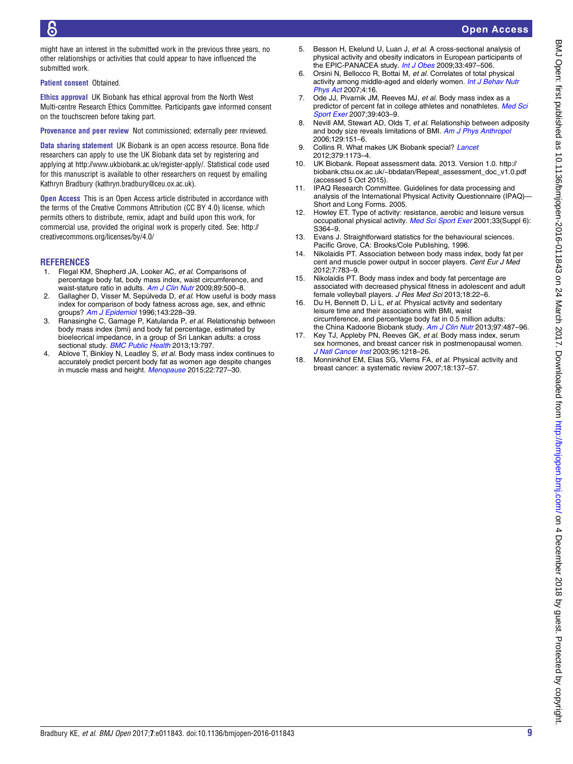might have an interest in the submitted work in the previous three years, no other relationships or activities that could appear to have influenced the submitted work.

**Patient consent** Obtained.

**Ethics approval** UK Biobank has ethical approval from the North West Multi-centre Research Ethics Committee. Participants gave informed consent on the touchscreen before taking part.

**Provenance and peer review** Not commissioned; externally peer reviewed.

**Data sharing statement** UK Biobank is an open access resource. Bona fide researchers can apply to use the UK Biobank data set by registering and applying at http://www.ukbiobank.ac.uk/register-apply/. Statistical code used for this manuscript is available to other researchers on request by emailing Kathryn Bradbury (kathryn.bradbury@ceu.ox.ac.uk).

**Open Access** This is an Open Access article distributed in accordance with the terms of the Creative Commons Attribution (CC BY 4.0) license, which permits others to distribute, remix, adapt and build upon this work, for commercial use, provided the original work is properly cited. See: http://creativecommons.org/licenses/by/4.0/

## REFERENCES

1. Flegal KM, Shepherd JA, Looker AC, *et al*. Comparisons of percentage body fat, body mass index, waist circumference, and waist-stature ratio in adults. *Am J Clin Nutr* 2009;89:500–8.
2. Gallagher D, Visser M, Sepúlveda D, *et al*. How useful is body mass index for comparison of body fatness across age, sex, and ethnic groups? *Am J Epidemiol* 1996;143:228–39.
3. Ranasinghe C, Gamage P, Katulanda P, *et al*. Relationship between body mass index (bmi) and body fat percentage, estimated by bioelecrical impedance, in a group of Sri Lankan adults: a cross sectional study. *BMC Public Health* 2013;13:797.
4. Ablove T, Binkley N, Leadley S, *et al*. Body mass index continues to accurately predict percent body fat as women age despite changes in muscle mass and height. *Menopause* 2015;22:727–30.
5. Besson H, Ekelund U, Luan J, *et al*. A cross-sectional analysis of physical activity and obesity indicators in European participants of the EPIC-PANACEA study. *Int J Obes* 2009;33:497–506.
6. Orsini N, Bellocco R, Bottai M, *et al*. Correlates of total physical activity among middle-aged and elderly women. *Int J Behav Nutr Phys Act* 2007;4:16.
7. Ode JJ, Pivarnik JM, Reeves MJ, *et al*. Body mass index as a predictor of percent fat in college athletes and nonathletes. *Med Sci Sport Exer* 2007;39:403–9.
8. Nevill AM, Stewart AD, Olds T, *et al*. Relationship between adiposity and body size reveals limitations of BMI. *Am J Phys Anthropol* 2006;129:151–6.
9. Collins R. What makes UK Biobank special? *Lancet* 2012;379:1173–4.
10. UK Biobank. Repeat assessment data. 2013. Version 1.0. http://biobank.ctsu.ox.ac.uk/~bbdatan/Repeat_assessment_doc_v1.0.pdf (accessed 5 Oct 2015).
11. IPAQ Research Committee. Guidelines for data processing and analysis of the International Physical Activity Questionnaire (IPAQ)—Short and Long Forms. 2005.
12. Howley ET. Type of activity: resistance, aerobic and leisure versus occupational physical activity. *Med Sci Sport Exer* 2001;33(Suppl 6):S364–9.
13. Evans J. Straightforward statistics for the behavioural sciences. Pacific Grove, CA: Brooks/Cole Publishing, 1996.
14. Nikolaidis PT. Association between body mass index, body fat per cent and muscle power output in soccer players. *Cent Eur J Med* 2012;7:783–9.
15. Nikolaidis PT. Body mass index and body fat percentage are associated with decreased physical fitness in adolescent and adult female volleyball players. *J Res Med Sci* 2013;18:22–6.
16. Du H, Bennett D, Li L, *et al*. Physical activity and sedentary leisure time and their associations with BMI, waist circumference, and percentage body fat in 0.5 million adults: the China Kadoorie Biobank study. *Am J Clin Nutr* 2013;97:487–96.
17. Key TJ, Appleby PN, Reeves GK, *et al*. Body mass index, serum sex hormones, and breast cancer risk in postmenopausal women. *J Natl Cancer Inst* 2003;95:1218–26.
18. Monninkhof EM, Elias SG, Vlems FA, *et al*. Physical activity and breast cancer: a systematic review 2007;18:137–57.